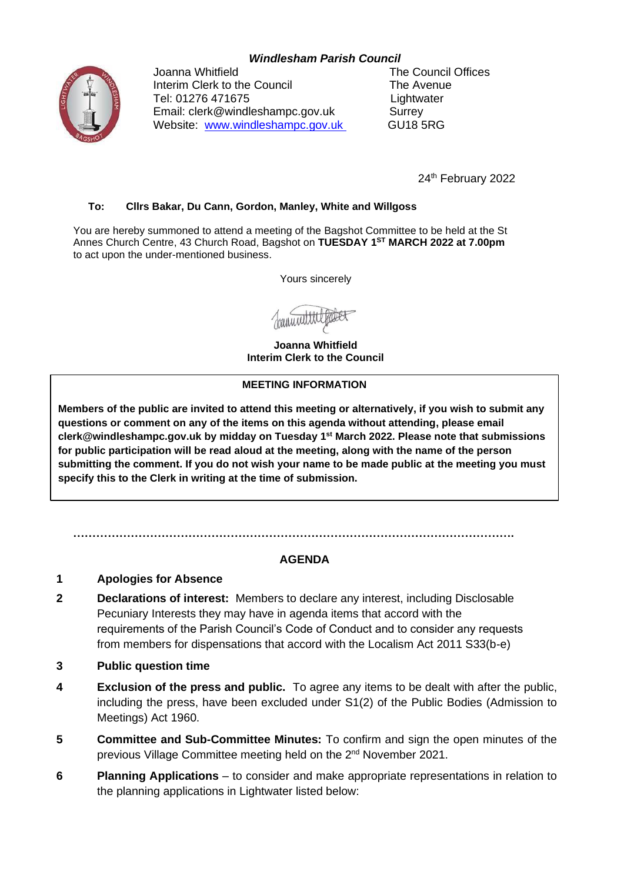***Windlesham Parish Council***

Joanna Whitfield
Interim Clerk to the Council
Tel: 01276 471675
Email: clerk@windleshampc.gov.uk
Website: www.windleshampc.gov.uk

The Council Offices
The Avenue
Lightwater
Surrey
GU18 5RG

24th February 2022

**To: Cllrs Bakar, Du Cann, Gordon, Manley, White and Willgoss**

You are hereby summoned to attend a meeting of the Bagshot Committee to be held at the St Annes Church Centre, 43 Church Road, Bagshot on **TUESDAY 1ST MARCH 2022 at 7.00pm** to act upon the under-mentioned business.

Yours sincerely

**Joanna Whitfield**
**Interim Clerk to the Council**

**MEETING INFORMATION**

**Members of the public are invited to attend this meeting or alternatively, if you wish to submit any questions or comment on any of the items on this agenda without attending, please email clerk@windleshampc.gov.uk by midday on Tuesday 1st March 2022. Please note that submissions for public participation will be read aloud at the meeting, along with the name of the person submitting the comment. If you do not wish your name to be made public at the meeting you must specify this to the Clerk in writing at the time of submission.**

…………………………………………………………………………………………………….

## AGENDA

1 **Apologies for Absence**

2 **Declarations of interest:** Members to declare any interest, including Disclosable Pecuniary Interests they may have in agenda items that accord with the requirements of the Parish Council's Code of Conduct and to consider any requests from members for dispensations that accord with the Localism Act 2011 S33(b-e)

3 **Public question time**

4 **Exclusion of the press and public.** To agree any items to be dealt with after the public, including the press, have been excluded under S1(2) of the Public Bodies (Admission to Meetings) Act 1960.

5 **Committee and Sub-Committee Minutes:** To confirm and sign the open minutes of the previous Village Committee meeting held on the 2nd November 2021.

6 **Planning Applications** – to consider and make appropriate representations in relation to the planning applications in Lightwater listed below: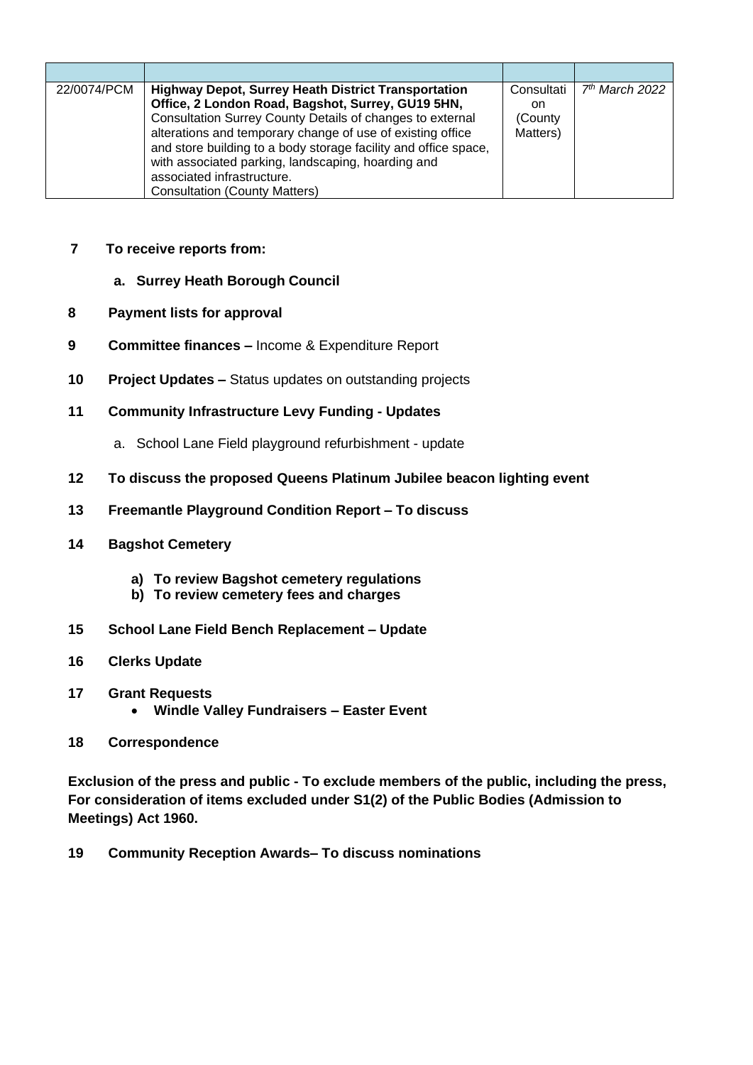| | | | |
|---|---|---|---|
| 22/0074/PCM | **Highway Depot, Surrey Heath District Transportation Office, 2 London Road, Bagshot, Surrey, GU19 5HN,** Consultation Surrey County Details of changes to external alterations and temporary change of use of existing office and store building to a body storage facility and office space, with associated parking, landscaping, hoarding and associated infrastructure. Consultation (County Matters) | Consultation (County Matters) | *7th March 2022* |

**7 To receive reports from:**

  **a. Surrey Heath Borough Council**

**8 Payment lists for approval**

**9 Committee finances –** Income & Expenditure Report

**10 Project Updates –** Status updates on outstanding projects

**11 Community Infrastructure Levy Funding - Updates**

  a. School Lane Field playground refurbishment - update

**12 To discuss the proposed Queens Platinum Jubilee beacon lighting event**

**13 Freemantle Playground Condition Report – To discuss**

**14 Bagshot Cemetery**

  **a) To review Bagshot cemetery regulations**
  **b) To review cemetery fees and charges**

**15 School Lane Field Bench Replacement – Update**

**16 Clerks Update**

**17 Grant Requests**

- **Windle Valley Fundraisers – Easter Event**

**18 Correspondence**

**Exclusion of the press and public - To exclude members of the public, including the press, For consideration of items excluded under S1(2) of the Public Bodies (Admission to Meetings) Act 1960.**

**19 Community Reception Awards– To discuss nominations**